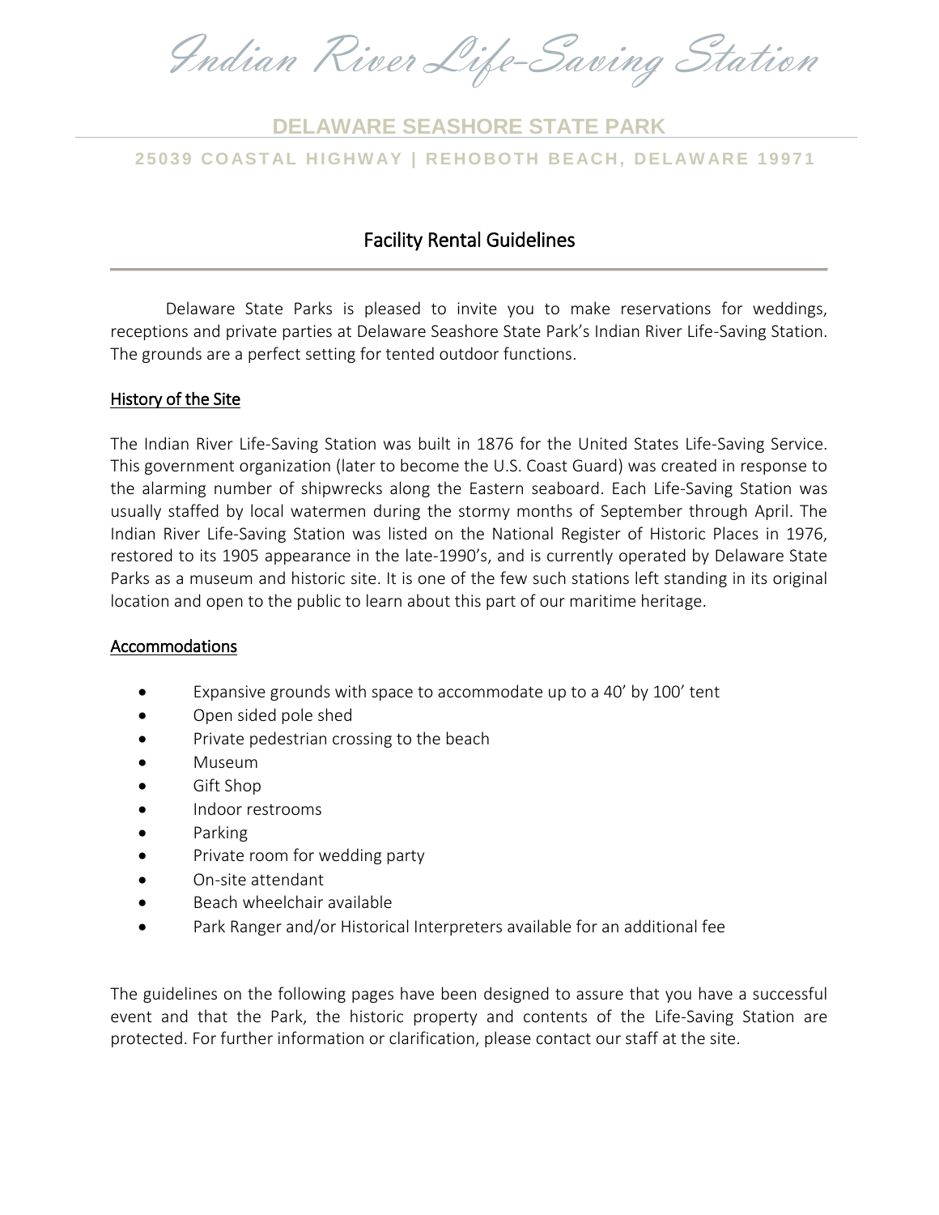# Indian River Life-Saving Station

## DELAWARE SEASHORE STATE PARK

**25039 COASTAL HIGHWAY | REHOBOTH BEACH, DELAWARE 19971**

## Facility Rental Guidelines

Delaware State Parks is pleased to invite you to make reservations for weddings, receptions and private parties at Delaware Seashore State Park's Indian River Life-Saving Station. The grounds are a perfect setting for tented outdoor functions.

### History of the Site

The Indian River Life-Saving Station was built in 1876 for the United States Life-Saving Service. This government organization (later to become the U.S. Coast Guard) was created in response to the alarming number of shipwrecks along the Eastern seaboard. Each Life-Saving Station was usually staffed by local watermen during the stormy months of September through April. The Indian River Life-Saving Station was listed on the National Register of Historic Places in 1976, restored to its 1905 appearance in the late-1990's, and is currently operated by Delaware State Parks as a museum and historic site. It is one of the few such stations left standing in its original location and open to the public to learn about this part of our maritime heritage.

### Accommodations

- Expansive grounds with space to accommodate up to a 40' by 100' tent
- Open sided pole shed
- Private pedestrian crossing to the beach
- Museum
- Gift Shop
- Indoor restrooms
- Parking
- Private room for wedding party
- On-site attendant
- Beach wheelchair available
- Park Ranger and/or Historical Interpreters available for an additional fee

The guidelines on the following pages have been designed to assure that you have a successful event and that the Park, the historic property and contents of the Life-Saving Station are protected. For further information or clarification, please contact our staff at the site.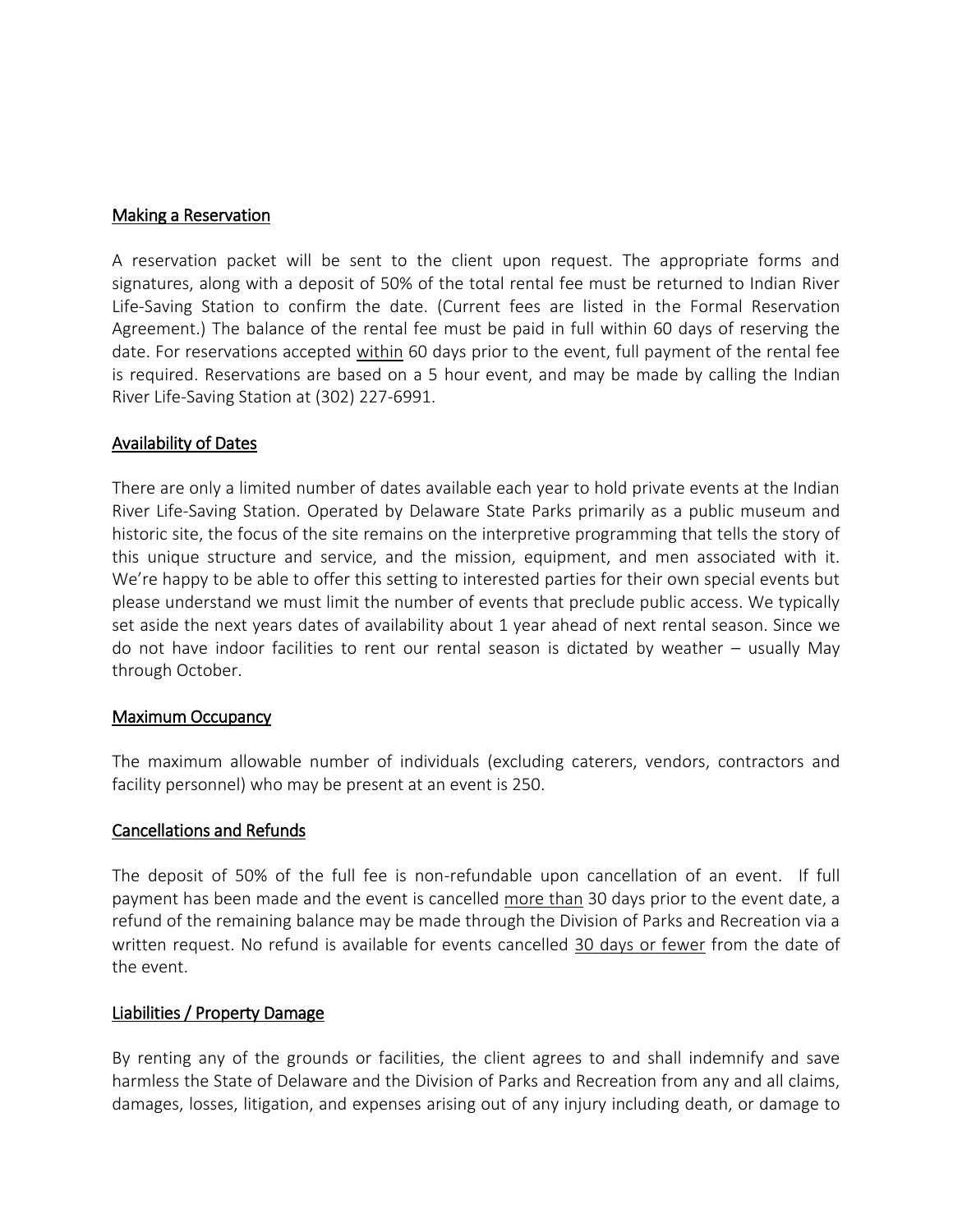## Making a Reservation

A reservation packet will be sent to the client upon request. The appropriate forms and signatures, along with a deposit of 50% of the total rental fee must be returned to Indian River Life-Saving Station to confirm the date. (Current fees are listed in the Formal Reservation Agreement.) The balance of the rental fee must be paid in full within 60 days of reserving the date. For reservations accepted within 60 days prior to the event, full payment of the rental fee is required. Reservations are based on a 5 hour event, and may be made by calling the Indian River Life-Saving Station at (302) 227-6991.

## Availability of Dates

There are only a limited number of dates available each year to hold private events at the Indian River Life-Saving Station. Operated by Delaware State Parks primarily as a public museum and historic site, the focus of the site remains on the interpretive programming that tells the story of this unique structure and service, and the mission, equipment, and men associated with it. We're happy to be able to offer this setting to interested parties for their own special events but please understand we must limit the number of events that preclude public access. We typically set aside the next years dates of availability about 1 year ahead of next rental season. Since we do not have indoor facilities to rent our rental season is dictated by weather – usually May through October.

## Maximum Occupancy

The maximum allowable number of individuals (excluding caterers, vendors, contractors and facility personnel) who may be present at an event is 250.

## Cancellations and Refunds

The deposit of 50% of the full fee is non-refundable upon cancellation of an event. If full payment has been made and the event is cancelled more than 30 days prior to the event date, a refund of the remaining balance may be made through the Division of Parks and Recreation via a written request. No refund is available for events cancelled 30 days or fewer from the date of the event.

## Liabilities / Property Damage

By renting any of the grounds or facilities, the client agrees to and shall indemnify and save harmless the State of Delaware and the Division of Parks and Recreation from any and all claims, damages, losses, litigation, and expenses arising out of any injury including death, or damage to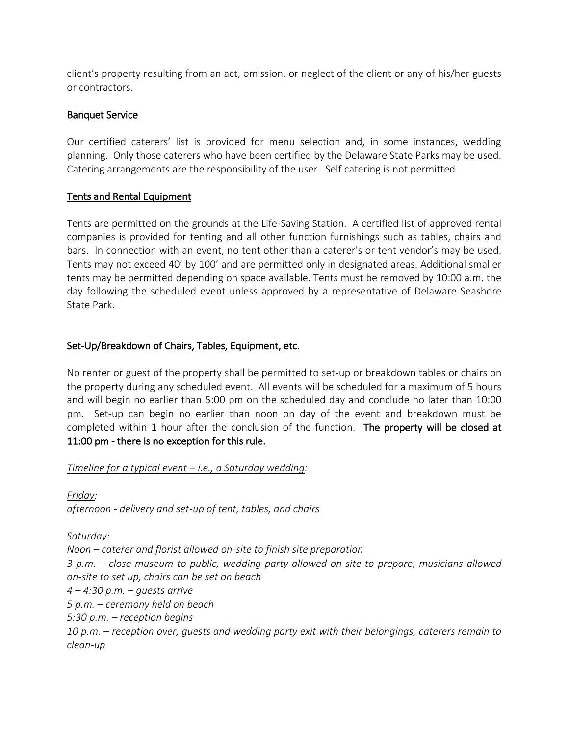client's property resulting from an act, omission, or neglect of the client or any of his/her guests or contractors.

## Banquet Service

Our certified caterers' list is provided for menu selection and, in some instances, wedding planning. Only those caterers who have been certified by the Delaware State Parks may be used. Catering arrangements are the responsibility of the user. Self catering is not permitted.

## Tents and Rental Equipment

Tents are permitted on the grounds at the Life-Saving Station. A certified list of approved rental companies is provided for tenting and all other function furnishings such as tables, chairs and bars. In connection with an event, no tent other than a caterer's or tent vendor's may be used. Tents may not exceed 40' by 100' and are permitted only in designated areas. Additional smaller tents may be permitted depending on space available. Tents must be removed by 10:00 a.m. the day following the scheduled event unless approved by a representative of Delaware Seashore State Park.

## Set-Up/Breakdown of Chairs, Tables, Equipment, etc.

No renter or guest of the property shall be permitted to set-up or breakdown tables or chairs on the property during any scheduled event. All events will be scheduled for a maximum of 5 hours and will begin no earlier than 5:00 pm on the scheduled day and conclude no later than 10:00 pm. Set-up can begin no earlier than noon on day of the event and breakdown must be completed within 1 hour after the conclusion of the function. **The property will be closed at 11:00 pm - there is no exception for this rule.**

*Timeline for a typical event – i.e., a Saturday wedding:*

*Friday:*
*afternoon - delivery and set-up of tent, tables, and chairs*

*Saturday:*
*Noon – caterer and florist allowed on-site to finish site preparation*
*3 p.m. – close museum to public, wedding party allowed on-site to prepare, musicians allowed on-site to set up, chairs can be set on beach*
*4 – 4:30 p.m. – guests arrive*
*5 p.m. – ceremony held on beach*
*5:30 p.m. – reception begins*
*10 p.m. – reception over, guests and wedding party exit with their belongings, caterers remain to clean-up*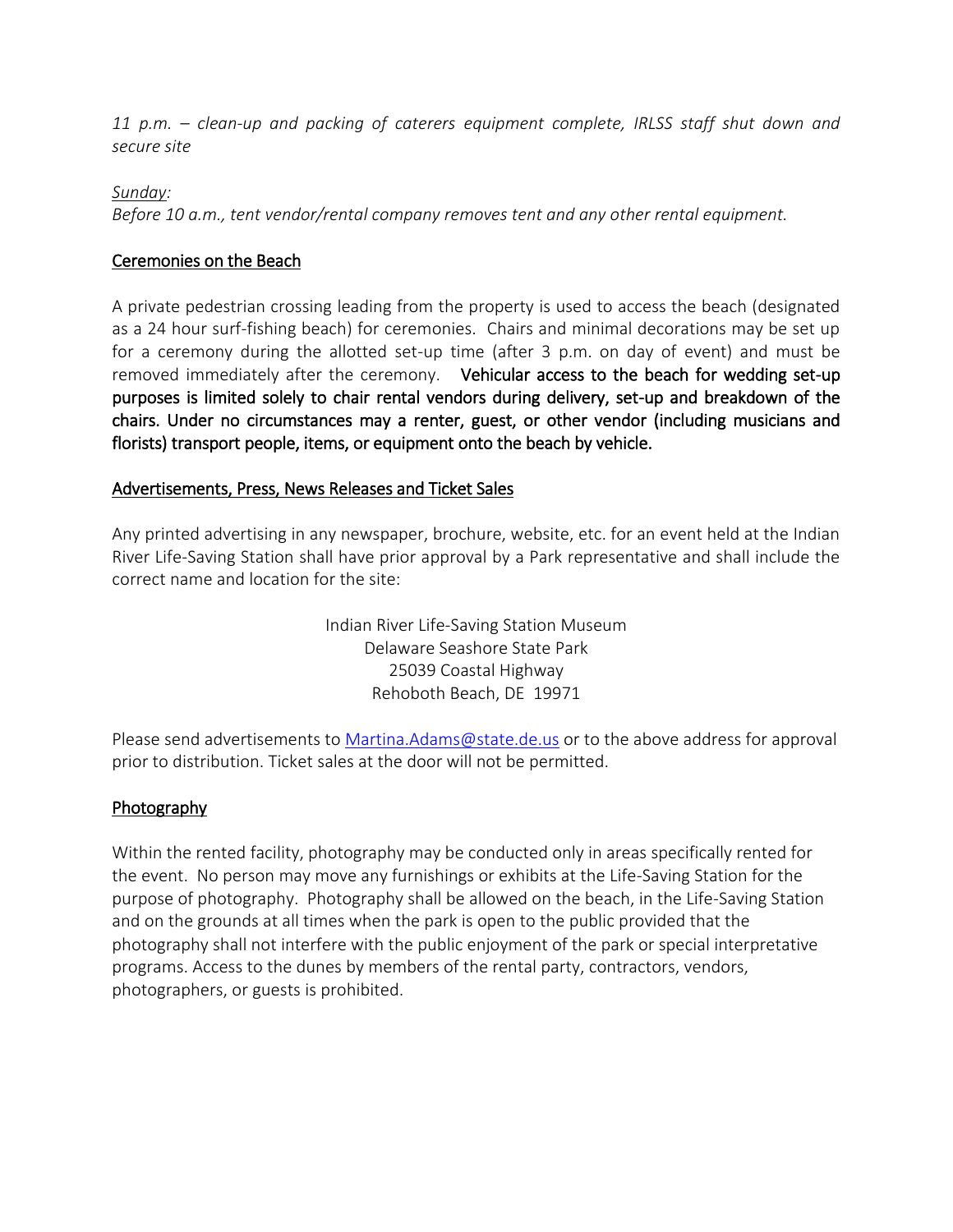*11 p.m. – clean-up and packing of caterers equipment complete, IRLSS staff shut down and secure site*

*Sunday:*
*Before 10 a.m., tent vendor/rental company removes tent and any other rental equipment.*

## Ceremonies on the Beach

A private pedestrian crossing leading from the property is used to access the beach (designated as a 24 hour surf-fishing beach) for ceremonies. Chairs and minimal decorations may be set up for a ceremony during the allotted set-up time (after 3 p.m. on day of event) and must be removed immediately after the ceremony. **Vehicular access to the beach for wedding set-up purposes is limited solely to chair rental vendors during delivery, set-up and breakdown of the chairs. Under no circumstances may a renter, guest, or other vendor (including musicians and florists) transport people, items, or equipment onto the beach by vehicle.**

## Advertisements, Press, News Releases and Ticket Sales

Any printed advertising in any newspaper, brochure, website, etc. for an event held at the Indian River Life-Saving Station shall have prior approval by a Park representative and shall include the correct name and location for the site:

Indian River Life-Saving Station Museum
Delaware Seashore State Park
25039 Coastal Highway
Rehoboth Beach, DE 19971

Please send advertisements to Martina.Adams@state.de.us or to the above address for approval prior to distribution. Ticket sales at the door will not be permitted.

## Photography

Within the rented facility, photography may be conducted only in areas specifically rented for the event. No person may move any furnishings or exhibits at the Life-Saving Station for the purpose of photography. Photography shall be allowed on the beach, in the Life-Saving Station and on the grounds at all times when the park is open to the public provided that the photography shall not interfere with the public enjoyment of the park or special interpretative programs. Access to the dunes by members of the rental party, contractors, vendors, photographers, or guests is prohibited.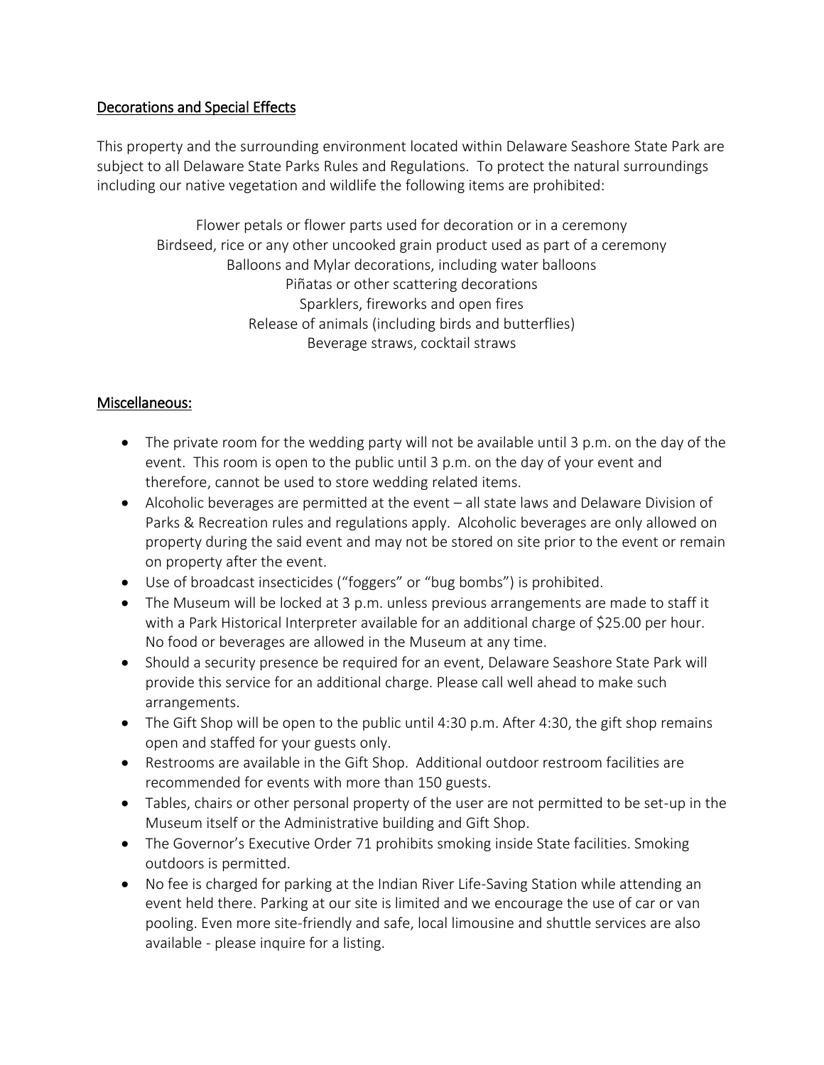## Decorations and Special Effects

This property and the surrounding environment located within Delaware Seashore State Park are subject to all Delaware State Parks Rules and Regulations. To protect the natural surroundings including our native vegetation and wildlife the following items are prohibited:

Flower petals or flower parts used for decoration or in a ceremony
Birdseed, rice or any other uncooked grain product used as part of a ceremony
Balloons and Mylar decorations, including water balloons
Piñatas or other scattering decorations
Sparklers, fireworks and open fires
Release of animals (including birds and butterflies)
Beverage straws, cocktail straws

## Miscellaneous:

- The private room for the wedding party will not be available until 3 p.m. on the day of the event. This room is open to the public until 3 p.m. on the day of your event and therefore, cannot be used to store wedding related items.
- Alcoholic beverages are permitted at the event – all state laws and Delaware Division of Parks & Recreation rules and regulations apply. Alcoholic beverages are only allowed on property during the said event and may not be stored on site prior to the event or remain on property after the event.
- Use of broadcast insecticides ("foggers" or "bug bombs") is prohibited.
- The Museum will be locked at 3 p.m. unless previous arrangements are made to staff it with a Park Historical Interpreter available for an additional charge of $25.00 per hour. No food or beverages are allowed in the Museum at any time.
- Should a security presence be required for an event, Delaware Seashore State Park will provide this service for an additional charge. Please call well ahead to make such arrangements.
- The Gift Shop will be open to the public until 4:30 p.m. After 4:30, the gift shop remains open and staffed for your guests only.
- Restrooms are available in the Gift Shop. Additional outdoor restroom facilities are recommended for events with more than 150 guests.
- Tables, chairs or other personal property of the user are not permitted to be set-up in the Museum itself or the Administrative building and Gift Shop.
- The Governor's Executive Order 71 prohibits smoking inside State facilities. Smoking outdoors is permitted.
- No fee is charged for parking at the Indian River Life-Saving Station while attending an event held there. Parking at our site is limited and we encourage the use of car or van pooling. Even more site-friendly and safe, local limousine and shuttle services are also available - please inquire for a listing.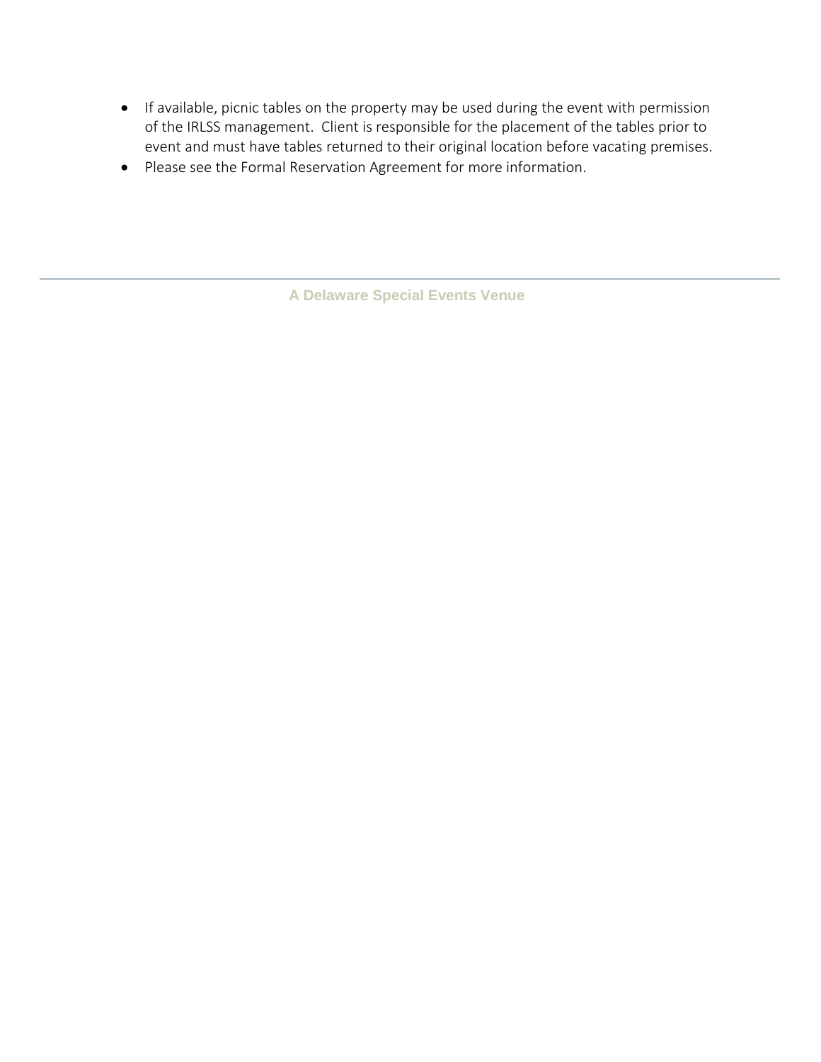- If available, picnic tables on the property may be used during the event with permission of the IRLSS management. Client is responsible for the placement of the tables prior to event and must have tables returned to their original location before vacating premises.
- Please see the Formal Reservation Agreement for more information.